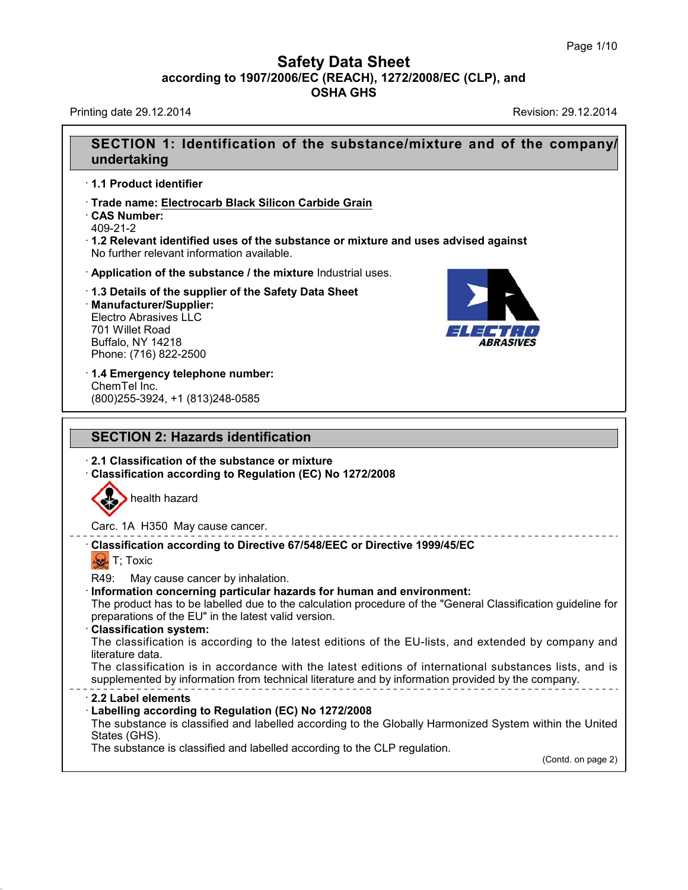# Safety Data Sheet

**according to 1907/2006/EC (REACH), 1272/2008/EC (CLP), and OSHA GHS**

Printing date 29.12.2014 Revision: 29.12.2014

## SECTION 1: Identification of the substance/mixture and of the company/undertaking

· **1.1 Product identifier**

· **Trade name: Electrocarb Black Silicon Carbide Grain**

· **CAS Number:**
409-21-2

· **1.2 Relevant identified uses of the substance or mixture and uses advised against**
No further relevant information available.

· **Application of the substance / the mixture** Industrial uses.

· **1.3 Details of the supplier of the Safety Data Sheet**

· **Manufacturer/Supplier:**
Electro Abrasives LLC
701 Willet Road
Buffalo, NY 14218
Phone: (716) 822-2500

· **1.4 Emergency telephone number:**
ChemTel Inc.
(800)255-3924, +1 (813)248-0585

## SECTION 2: Hazards identification

· **2.1 Classification of the substance or mixture**

· **Classification according to Regulation (EC) No 1272/2008**

health hazard

Carc. 1A H350 May cause cancer.

· **Classification according to Directive 67/548/EEC or Directive 1999/45/EC**

T; Toxic

R49: May cause cancer by inhalation.

· **Information concerning particular hazards for human and environment:**
The product has to be labelled due to the calculation procedure of the "General Classification guideline for preparations of the EU" in the latest valid version.

· **Classification system:**
The classification is according to the latest editions of the EU-lists, and extended by company and literature data.
The classification is in accordance with the latest editions of international substances lists, and is supplemented by information from technical literature and by information provided by the company.

· **2.2 Label elements**

· **Labelling according to Regulation (EC) No 1272/2008**
The substance is classified and labelled according to the Globally Harmonized System within the United States (GHS).
The substance is classified and labelled according to the CLP regulation.

(Contd. on page 2)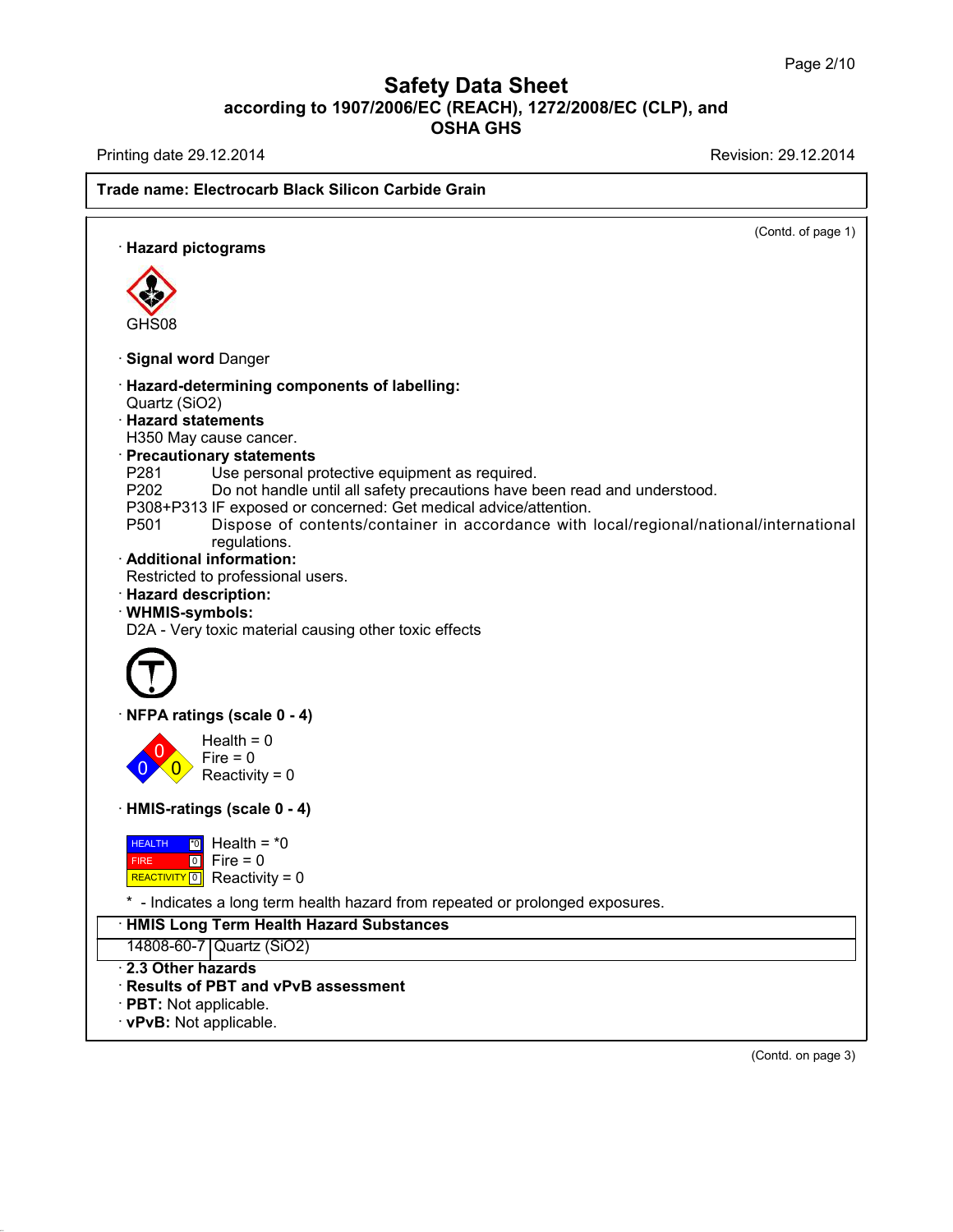# Safety Data Sheet
## according to 1907/2006/EC (REACH), 1272/2008/EC (CLP), and OSHA GHS

Printing date 29.12.2014 Revision: 29.12.2014

**Trade name: Electrocarb Black Silicon Carbide Grain**

(Contd. of page 1)

· **Hazard pictograms**

GHS08

· **Signal word** Danger

· **Hazard-determining components of labelling:**
Quartz ($SiO_2$)

· **Hazard statements**
H350 May cause cancer.

· **Precautionary statements**
P281 Use personal protective equipment as required.
P202 Do not handle until all safety precautions have been read and understood.
P308+P313 IF exposed or concerned: Get medical advice/attention.
P501 Dispose of contents/container in accordance with local/regional/national/international regulations.

· **Additional information:**
Restricted to professional users.

· **Hazard description:**

· **WHMIS-symbols:**
D2A - Very toxic material causing other toxic effects

· **NFPA ratings (scale 0 - 4)**

Health = 0
Fire = 0
Reactivity = 0

· **HMIS-ratings (scale 0 - 4)**

HEALTH *0 Health = *0
FIRE 0 Fire = 0
REACTIVITY 0 Reactivity = 0

* - Indicates a long term health hazard from repeated or prolonged exposures.

| · **HMIS Long Term Health Hazard Substances** | |
|---|---|
| 14808-60-7 | Quartz ($SiO_2$) |

· **2.3 Other hazards**

· **Results of PBT and vPvB assessment**

· **PBT:** Not applicable.

· **vPvB:** Not applicable.

(Contd. on page 3)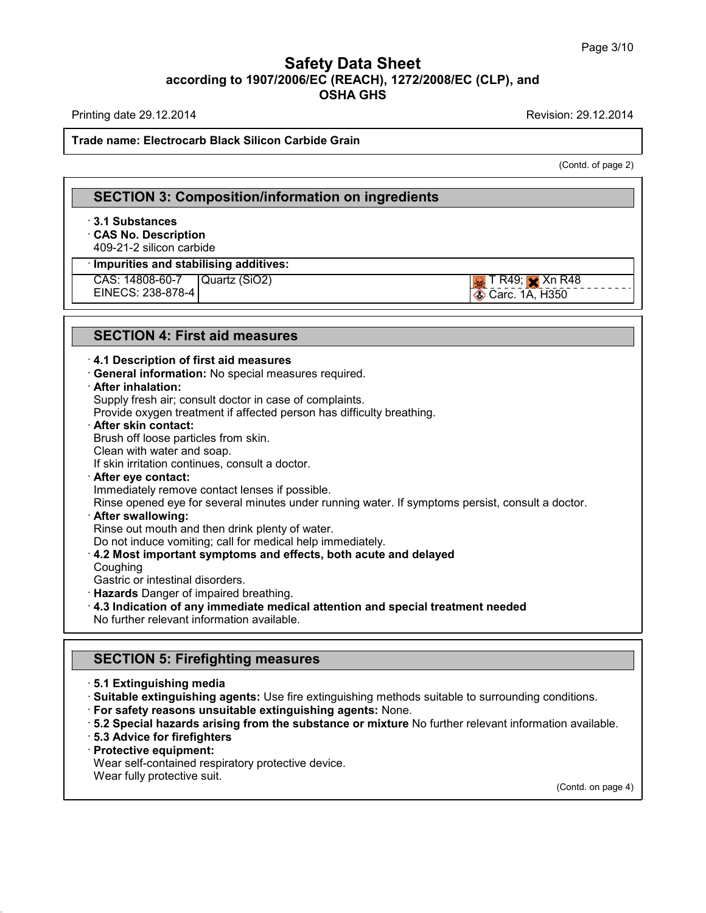Trade name: Electrocarb Black Silicon Carbide Grain

(Contd. of page 2)

## SECTION 3: Composition/information on ingredients

· **3.1 Substances**
· **CAS No. Description**
409-21-2 silicon carbide

· **Impurities and stabilising additives:**

| | | |
|---|---|---|
| CAS: 14808-60-7<br>EINECS: 238-878-4 | Quartz ($SiO_2$) | T R49; Xn R48<br>Carc. 1A, H350 |

## SECTION 4: First aid measures

· **4.1 Description of first aid measures**
· **General information:** No special measures required.
· **After inhalation:**
Supply fresh air; consult doctor in case of complaints.
Provide oxygen treatment if affected person has difficulty breathing.
· **After skin contact:**
Brush off loose particles from skin.
Clean with water and soap.
If skin irritation continues, consult a doctor.
· **After eye contact:**
Immediately remove contact lenses if possible.
Rinse opened eye for several minutes under running water. If symptoms persist, consult a doctor.
· **After swallowing:**
Rinse out mouth and then drink plenty of water.
Do not induce vomiting; call for medical help immediately.
· **4.2 Most important symptoms and effects, both acute and delayed**
Coughing
Gastric or intestinal disorders.
· **Hazards** Danger of impaired breathing.
· **4.3 Indication of any immediate medical attention and special treatment needed**
No further relevant information available.

## SECTION 5: Firefighting measures

· **5.1 Extinguishing media**
· **Suitable extinguishing agents:** Use fire extinguishing methods suitable to surrounding conditions.
· **For safety reasons unsuitable extinguishing agents:** None.
· **5.2 Special hazards arising from the substance or mixture** No further relevant information available.
· **5.3 Advice for firefighters**
· **Protective equipment:**
Wear self-contained respiratory protective device.
Wear fully protective suit.

(Contd. on page 4)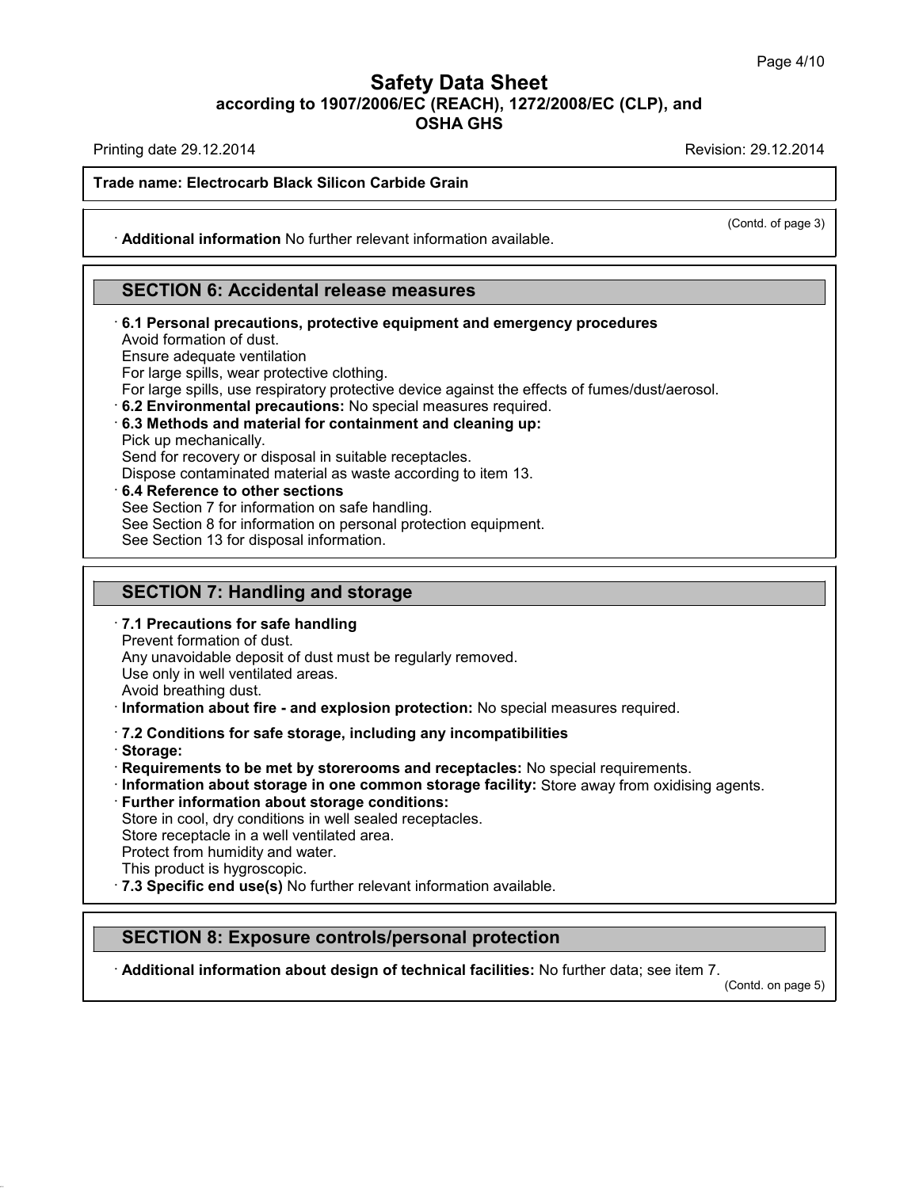(Contd. of page 3)

· **Additional information** No further relevant information available.

## SECTION 6: Accidental release measures

· **6.1 Personal precautions, protective equipment and emergency procedures**
Avoid formation of dust.
Ensure adequate ventilation
For large spills, wear protective clothing.
For large spills, use respiratory protective device against the effects of fumes/dust/aerosol.
· **6.2 Environmental precautions:** No special measures required.
· **6.3 Methods and material for containment and cleaning up:**
Pick up mechanically.
Send for recovery or disposal in suitable receptacles.
Dispose contaminated material as waste according to item 13.
· **6.4 Reference to other sections**
See Section 7 for information on safe handling.
See Section 8 for information on personal protection equipment.
See Section 13 for disposal information.

## SECTION 7: Handling and storage

· **7.1 Precautions for safe handling**
Prevent formation of dust.
Any unavoidable deposit of dust must be regularly removed.
Use only in well ventilated areas.
Avoid breathing dust.
· **Information about fire - and explosion protection:** No special measures required.

· **7.2 Conditions for safe storage, including any incompatibilities**
· **Storage:**
· **Requirements to be met by storerooms and receptacles:** No special requirements.
· **Information about storage in one common storage facility:** Store away from oxidising agents.
· **Further information about storage conditions:**
Store in cool, dry conditions in well sealed receptacles.
Store receptacle in a well ventilated area.
Protect from humidity and water.
This product is hygroscopic.
· **7.3 Specific end use(s)** No further relevant information available.

## SECTION 8: Exposure controls/personal protection

· **Additional information about design of technical facilities:** No further data; see item 7.

(Contd. on page 5)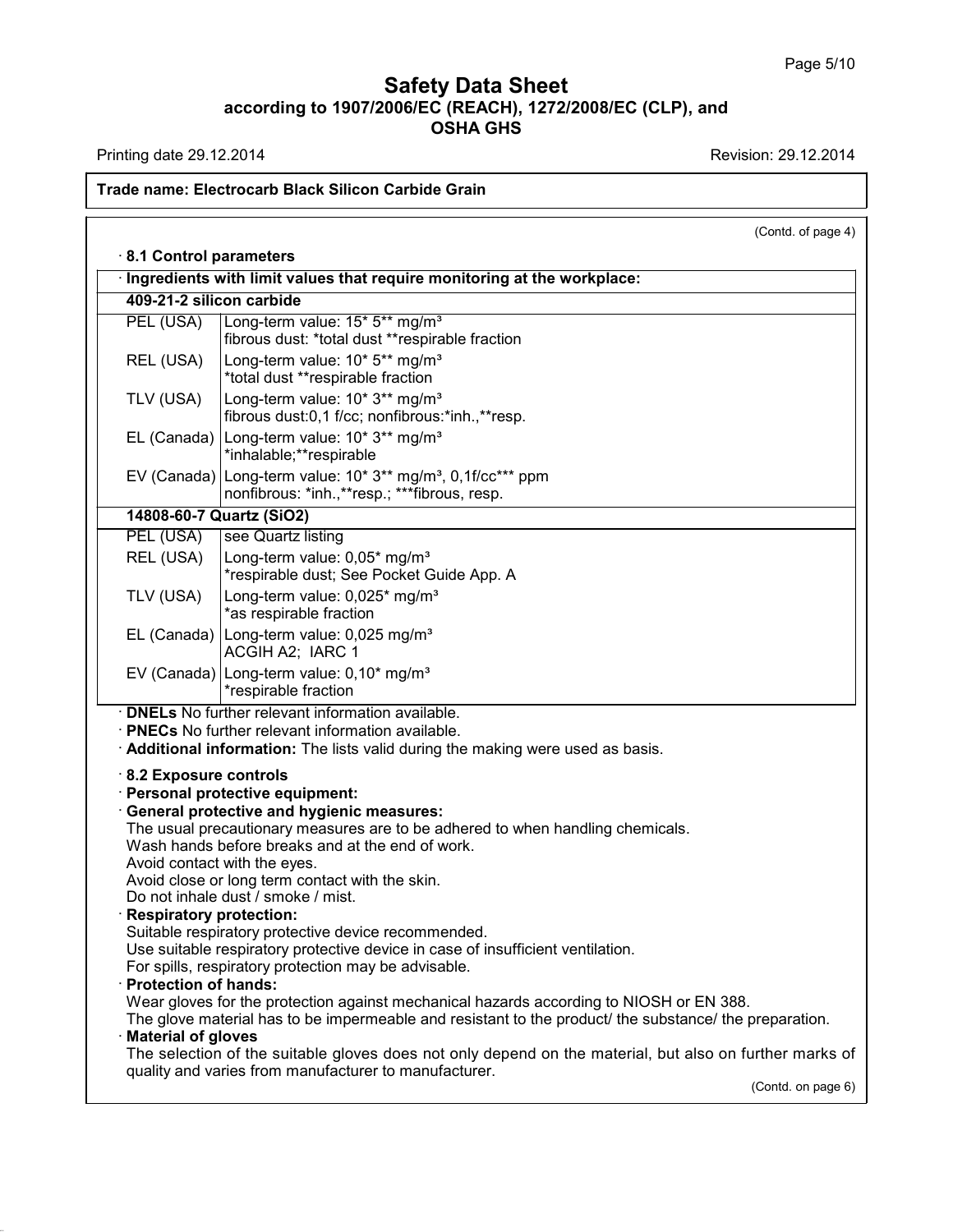## Safety Data Sheet
### according to 1907/2006/EC (REACH), 1272/2008/EC (CLP), and OSHA GHS

Printing date 29.12.2014 | Revision: 29.12.2014

**Trade name: Electrocarb Black Silicon Carbide Grain**

(Contd. of page 4)

· **8.1 Control parameters**

| · **Ingredients with limit values that require monitoring at the workplace:** | |
|---|---|
| **409-21-2 silicon carbide** | |
| PEL (USA) | Long-term value: 15* 5** mg/m³<br>fibrous dust: *total dust **respirable fraction |
| REL (USA) | Long-term value: 10* 5** mg/m³<br>*total dust **respirable fraction |
| TLV (USA) | Long-term value: 10* 3** mg/m³<br>fibrous dust:0,1 f/cc; nonfibrous:*inh.,**resp. |
| EL (Canada) | Long-term value: 10* 3** mg/m³<br>*inhalable;**respirable |
| EV (Canada) | Long-term value: 10* 3** mg/m³, 0,1f/cc*** ppm<br>nonfibrous: *inh.,**resp.; ***fibrous, resp. |
| **14808-60-7 Quartz (SiO2)** | |
| PEL (USA) | see Quartz listing |
| REL (USA) | Long-term value: 0,05* mg/m³<br>*respirable dust; See Pocket Guide App. A |
| TLV (USA) | Long-term value: 0,025* mg/m³<br>*as respirable fraction |
| EL (Canada) | Long-term value: 0,025 mg/m³<br>ACGIH A2; IARC 1 |
| EV (Canada) | Long-term value: 0,10* mg/m³<br>*respirable fraction |

· **DNELs** No further relevant information available.

· **PNECs** No further relevant information available.

· **Additional information:** The lists valid during the making were used as basis.

· **8.2 Exposure controls**

· **Personal protective equipment:**

· **General protective and hygienic measures:**
The usual precautionary measures are to be adhered to when handling chemicals.
Wash hands before breaks and at the end of work.
Avoid contact with the eyes.
Avoid close or long term contact with the skin.
Do not inhale dust / smoke / mist.

· **Respiratory protection:**
Suitable respiratory protective device recommended.
Use suitable respiratory protective device in case of insufficient ventilation.
For spills, respiratory protection may be advisable.

· **Protection of hands:**
Wear gloves for the protection against mechanical hazards according to NIOSH or EN 388.
The glove material has to be impermeable and resistant to the product/ the substance/ the preparation.

· **Material of gloves**
The selection of the suitable gloves does not only depend on the material, but also on further marks of quality and varies from manufacturer to manufacturer.

(Contd. on page 6)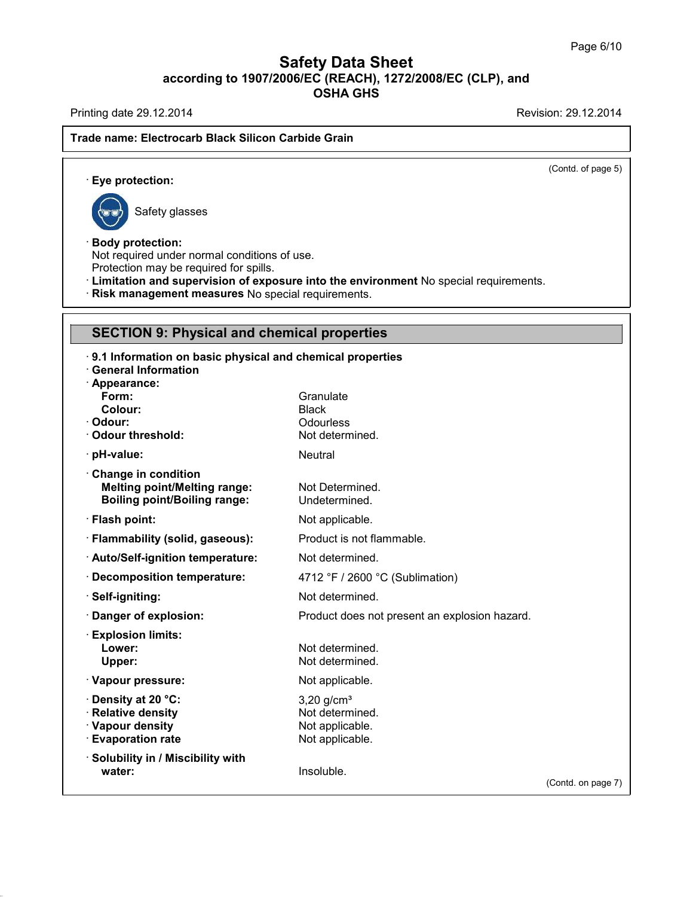**Trade name: Electrocarb Black Silicon Carbide Grain**

(Contd. of page 5)

· **Eye protection:**

Safety glasses

· **Body protection:**
Not required under normal conditions of use.
Protection may be required for spills.
· **Limitation and supervision of exposure into the environment** No special requirements.
· **Risk management measures** No special requirements.

## SECTION 9: Physical and chemical properties

· **9.1 Information on basic physical and chemical properties**
· **General Information**
· **Appearance:**

| | |
|---|---|
| **Form:** | Granulate |
| **Colour:** | Black |
| · **Odour:** | Odourless |
| · **Odour threshold:** | Not determined. |
| · **pH-value:** | Neutral |
| · **Change in condition** | |
| **Melting point/Melting range:** | Not Determined. |
| **Boiling point/Boiling range:** | Undetermined. |
| · **Flash point:** | Not applicable. |
| · **Flammability (solid, gaseous):** | Product is not flammable. |
| · **Auto/Self-ignition temperature:** | Not determined. |
| · **Decomposition temperature:** | 4712 °F / 2600 °C (Sublimation) |
| · **Self-igniting:** | Not determined. |
| · **Danger of explosion:** | Product does not present an explosion hazard. |
| · **Explosion limits:** | |
| **Lower:** | Not determined. |
| **Upper:** | Not determined. |
| · **Vapour pressure:** | Not applicable. |
| · **Density at 20 °C:** | 3,20 g/cm³ |
| · **Relative density** | Not determined. |
| · **Vapour density** | Not applicable. |
| · **Evaporation rate** | Not applicable. |
| · **Solubility in / Miscibility with water:** | Insoluble. |

(Contd. on page 7)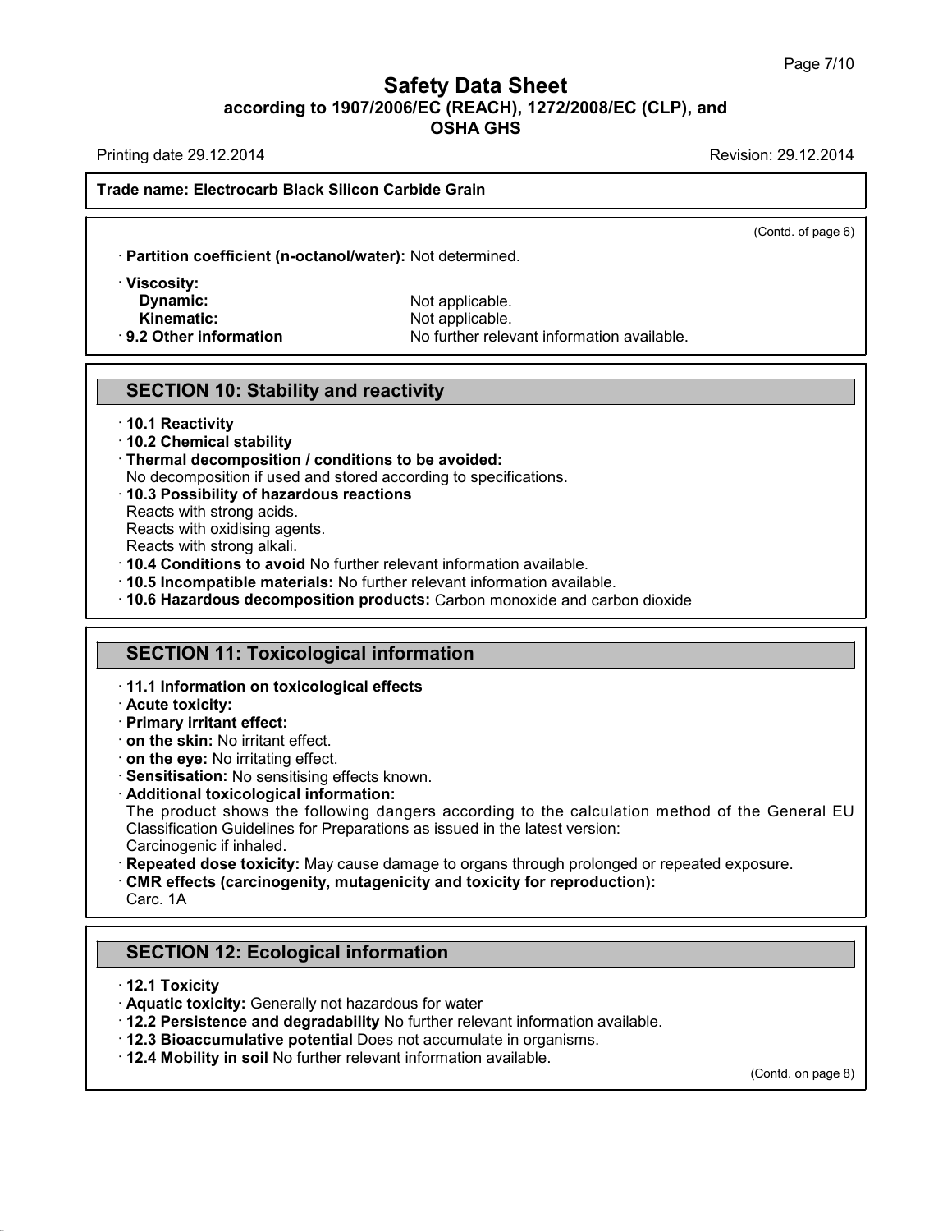(Contd. of page 6)

· **Partition coefficient (n-octanol/water):** Not determined.

· **Viscosity:**
  **Dynamic:** Not applicable.
  **Kinematic:** Not applicable.

· **9.2 Other information** No further relevant information available.

## SECTION 10: Stability and reactivity

· **10.1 Reactivity**

· **10.2 Chemical stability**

· **Thermal decomposition / conditions to be avoided:**
No decomposition if used and stored according to specifications.

· **10.3 Possibility of hazardous reactions**
Reacts with strong acids.
Reacts with oxidising agents.
Reacts with strong alkali.

· **10.4 Conditions to avoid** No further relevant information available.

· **10.5 Incompatible materials:** No further relevant information available.

· **10.6 Hazardous decomposition products:** Carbon monoxide and carbon dioxide

## SECTION 11: Toxicological information

· **11.1 Information on toxicological effects**

· **Acute toxicity:**

· **Primary irritant effect:**

· **on the skin:** No irritant effect.

· **on the eye:** No irritating effect.

· **Sensitisation:** No sensitising effects known.

· **Additional toxicological information:**
The product shows the following dangers according to the calculation method of the General EU Classification Guidelines for Preparations as issued in the latest version:
Carcinogenic if inhaled.

· **Repeated dose toxicity:** May cause damage to organs through prolonged or repeated exposure.

· **CMR effects (carcinogenity, mutagenicity and toxicity for reproduction):**
Carc. 1A

## SECTION 12: Ecological information

· **12.1 Toxicity**

· **Aquatic toxicity:** Generally not hazardous for water

· **12.2 Persistence and degradability** No further relevant information available.

· **12.3 Bioaccumulative potential** Does not accumulate in organisms.

· **12.4 Mobility in soil** No further relevant information available.

(Contd. on page 8)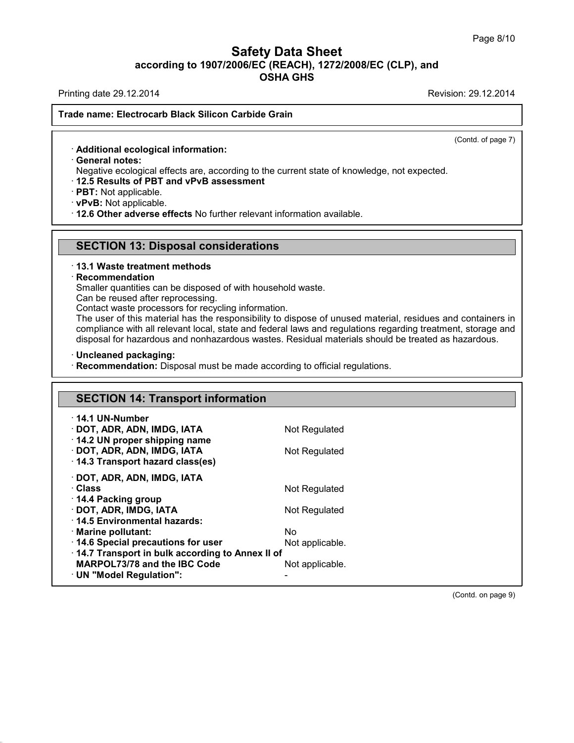**Trade name: Electrocarb Black Silicon Carbide Grain**

(Contd. of page 7)

· **Additional ecological information:**

· **General notes:**

Negative ecological effects are, according to the current state of knowledge, not expected.

· **12.5 Results of PBT and vPvB assessment**

· **PBT:** Not applicable.

· **vPvB:** Not applicable.

· **12.6 Other adverse effects** No further relevant information available.

## SECTION 13: Disposal considerations

· **13.1 Waste treatment methods**

· **Recommendation**

Smaller quantities can be disposed of with household waste.
Can be reused after reprocessing.
Contact waste processors for recycling information.
The user of this material has the responsibility to dispose of unused material, residues and containers in compliance with all relevant local, state and federal laws and regulations regarding treatment, storage and disposal for hazardous and nonhazardous wastes. Residual materials should be treated as hazardous.

· **Uncleaned packaging:**

· **Recommendation:** Disposal must be made according to official regulations.

## SECTION 14: Transport information

| | |
|---|---|
| · **14.1 UN-Number** | |
| · **DOT, ADR, ADN, IMDG, IATA** | Not Regulated |
| · **14.2 UN proper shipping name** | |
| · **DOT, ADR, ADN, IMDG, IATA** | Not Regulated |
| · **14.3 Transport hazard class(es)** | |
| · **DOT, ADR, ADN, IMDG, IATA** | |
| · **Class** | Not Regulated |
| · **14.4 Packing group** | |
| · **DOT, ADR, IMDG, IATA** | Not Regulated |
| · **14.5 Environmental hazards:** | |
| · **Marine pollutant:** | No |
| · **14.6 Special precautions for user** | Not applicable. |
| · **14.7 Transport in bulk according to Annex II of MARPOL73/78 and the IBC Code** | Not applicable. |
| · **UN "Model Regulation":** | - |

(Contd. on page 9)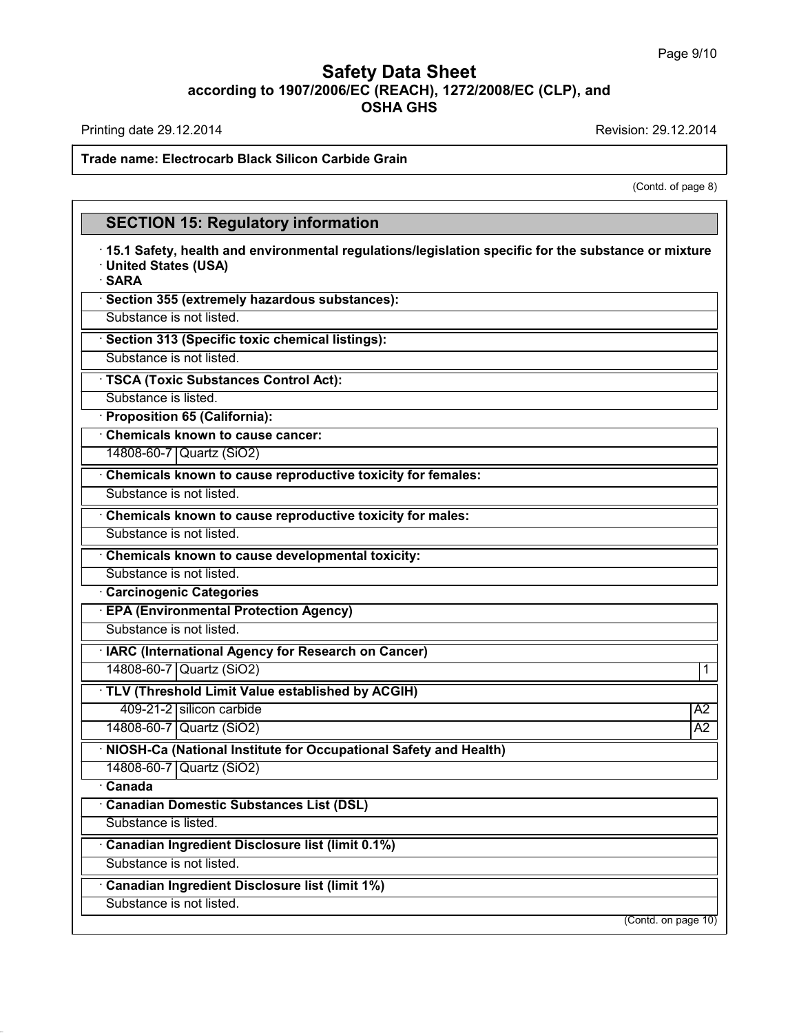Trade name: Electrocarb Black Silicon Carbide Grain

(Contd. of page 8)

## SECTION 15: Regulatory information

· **15.1 Safety, health and environmental regulations/legislation specific for the substance or mixture**

· **United States (USA)**

· **SARA**

· **Section 355 (extremely hazardous substances):**

Substance is not listed.

· **Section 313 (Specific toxic chemical listings):**

Substance is not listed.

· **TSCA (Toxic Substances Control Act):**

Substance is listed.

· **Proposition 65 (California):**

· **Chemicals known to cause cancer:**

| | |
|---|---|
| 14808-60-7 | Quartz ($SiO_2$) |

· **Chemicals known to cause reproductive toxicity for females:**

Substance is not listed.

· **Chemicals known to cause reproductive toxicity for males:**

Substance is not listed.

· **Chemicals known to cause developmental toxicity:**

Substance is not listed.

· **Carcinogenic Categories**

· **EPA (Environmental Protection Agency)**

Substance is not listed.

· **IARC (International Agency for Research on Cancer)**

| | | |
|---|---|---|
| 14808-60-7 | Quartz ($SiO_2$) | 1 |

· **TLV (Threshold Limit Value established by ACGIH)**

| | | |
|---|---|---|
| 409-21-2 | silicon carbide | A2 |
| 14808-60-7 | Quartz ($SiO_2$) | A2 |

· **NIOSH-Ca (National Institute for Occupational Safety and Health)**

| | |
|---|---|
| 14808-60-7 | Quartz ($SiO_2$) |

· **Canada**

· **Canadian Domestic Substances List (DSL)**

Substance is listed.

· **Canadian Ingredient Disclosure list (limit 0.1%)**

Substance is not listed.

· **Canadian Ingredient Disclosure list (limit 1%)**

Substance is not listed.

(Contd. on page 10)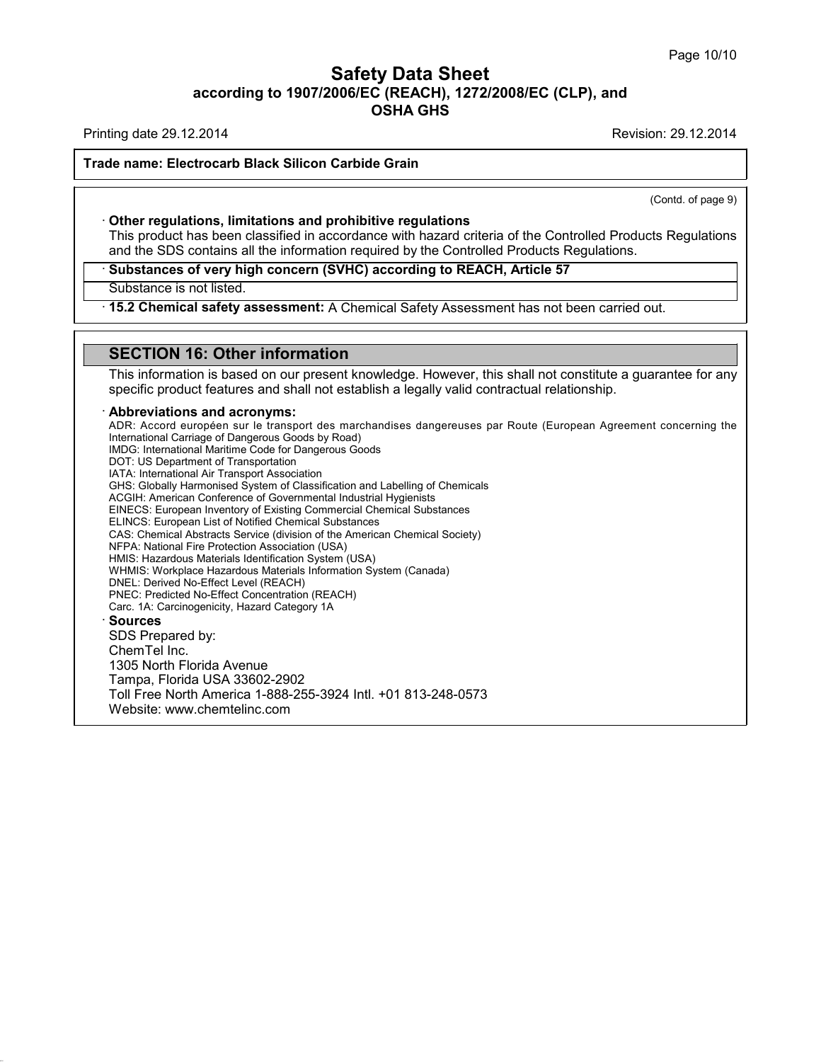Trade name: Electrocarb Black Silicon Carbide Grain

(Contd. of page 9)

· **Other regulations, limitations and prohibitive regulations**
This product has been classified in accordance with hazard criteria of the Controlled Products Regulations and the SDS contains all the information required by the Controlled Products Regulations.

· **Substances of very high concern (SVHC) according to REACH, Article 57**
Substance is not listed.

· **15.2 Chemical safety assessment:** A Chemical Safety Assessment has not been carried out.

## SECTION 16: Other information

This information is based on our present knowledge. However, this shall not constitute a guarantee for any specific product features and shall not establish a legally valid contractual relationship.

· **Abbreviations and acronyms:**
ADR: Accord européen sur le transport des marchandises dangereuses par Route (European Agreement concerning the International Carriage of Dangerous Goods by Road)
IMDG: International Maritime Code for Dangerous Goods
DOT: US Department of Transportation
IATA: International Air Transport Association
GHS: Globally Harmonised System of Classification and Labelling of Chemicals
ACGIH: American Conference of Governmental Industrial Hygienists
EINECS: European Inventory of Existing Commercial Chemical Substances
ELINCS: European List of Notified Chemical Substances
CAS: Chemical Abstracts Service (division of the American Chemical Society)
NFPA: National Fire Protection Association (USA)
HMIS: Hazardous Materials Identification System (USA)
WHMIS: Workplace Hazardous Materials Information System (Canada)
DNEL: Derived No-Effect Level (REACH)
PNEC: Predicted No-Effect Concentration (REACH)
Carc. 1A: Carcinogenicity, Hazard Category 1A

· **Sources**
SDS Prepared by:
ChemTel Inc.
1305 North Florida Avenue
Tampa, Florida USA 33602-2902
Toll Free North America 1-888-255-3924 Intl. +01 813-248-0573
Website: www.chemtelinc.com